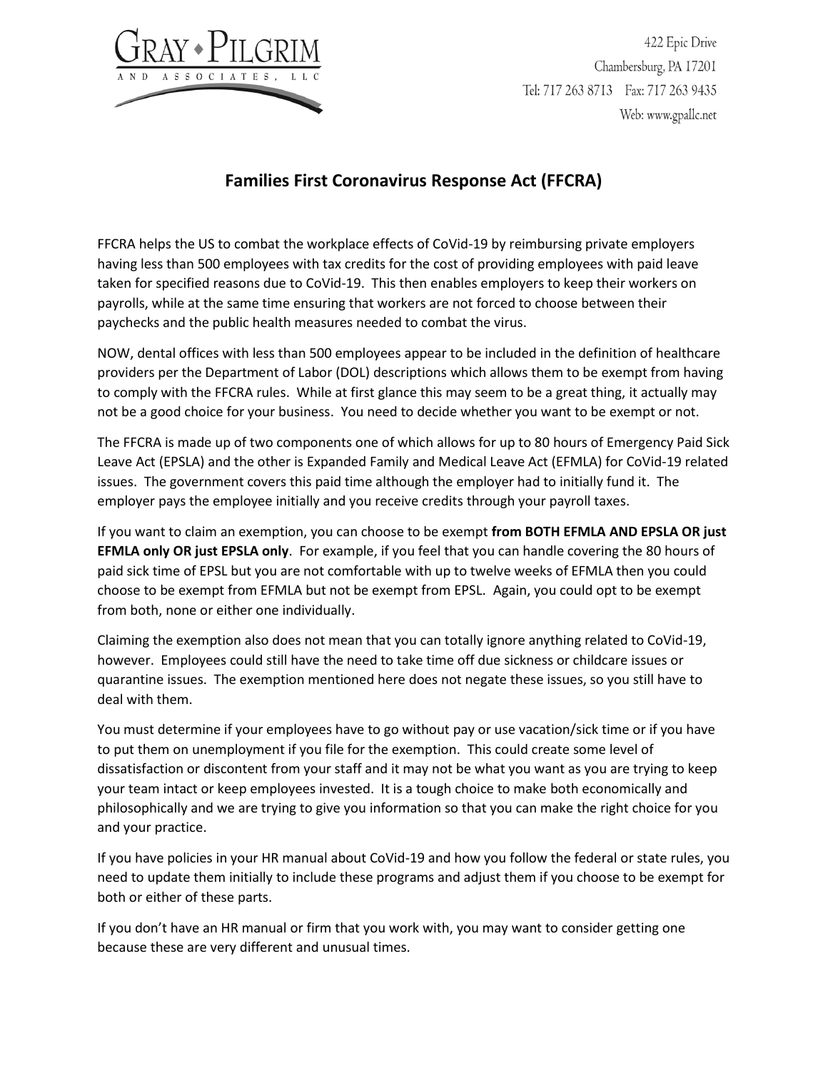GRAY • PILGRIM AND ASSOCIATES, LLC

422 Epic Drive
Chambersburg, PA 17201
Tel: 717 263 8713 Fax: 717 263 9435
Web: www.gpallc.net

# Families First Coronavirus Response Act (FFCRA)

FFCRA helps the US to combat the workplace effects of CoVid-19 by reimbursing private employers having less than 500 employees with tax credits for the cost of providing employees with paid leave taken for specified reasons due to CoVid-19. This then enables employers to keep their workers on payrolls, while at the same time ensuring that workers are not forced to choose between their paychecks and the public health measures needed to combat the virus.

NOW, dental offices with less than 500 employees appear to be included in the definition of healthcare providers per the Department of Labor (DOL) descriptions which allows them to be exempt from having to comply with the FFCRA rules. While at first glance this may seem to be a great thing, it actually may not be a good choice for your business. You need to decide whether you want to be exempt or not.

The FFCRA is made up of two components one of which allows for up to 80 hours of Emergency Paid Sick Leave Act (EPSLA) and the other is Expanded Family and Medical Leave Act (EFMLA) for CoVid-19 related issues. The government covers this paid time although the employer had to initially fund it. The employer pays the employee initially and you receive credits through your payroll taxes.

If you want to claim an exemption, you can choose to be exempt **from BOTH EFMLA AND EPSLA OR just EFMLA only OR just EPSLA only**. For example, if you feel that you can handle covering the 80 hours of paid sick time of EPSL but you are not comfortable with up to twelve weeks of EFMLA then you could choose to be exempt from EFMLA but not be exempt from EPSL. Again, you could opt to be exempt from both, none or either one individually.

Claiming the exemption also does not mean that you can totally ignore anything related to CoVid-19, however. Employees could still have the need to take time off due sickness or childcare issues or quarantine issues. The exemption mentioned here does not negate these issues, so you still have to deal with them.

You must determine if your employees have to go without pay or use vacation/sick time or if you have to put them on unemployment if you file for the exemption. This could create some level of dissatisfaction or discontent from your staff and it may not be what you want as you are trying to keep your team intact or keep employees invested. It is a tough choice to make both economically and philosophically and we are trying to give you information so that you can make the right choice for you and your practice.

If you have policies in your HR manual about CoVid-19 and how you follow the federal or state rules, you need to update them initially to include these programs and adjust them if you choose to be exempt for both or either of these parts.

If you don't have an HR manual or firm that you work with, you may want to consider getting one because these are very different and unusual times.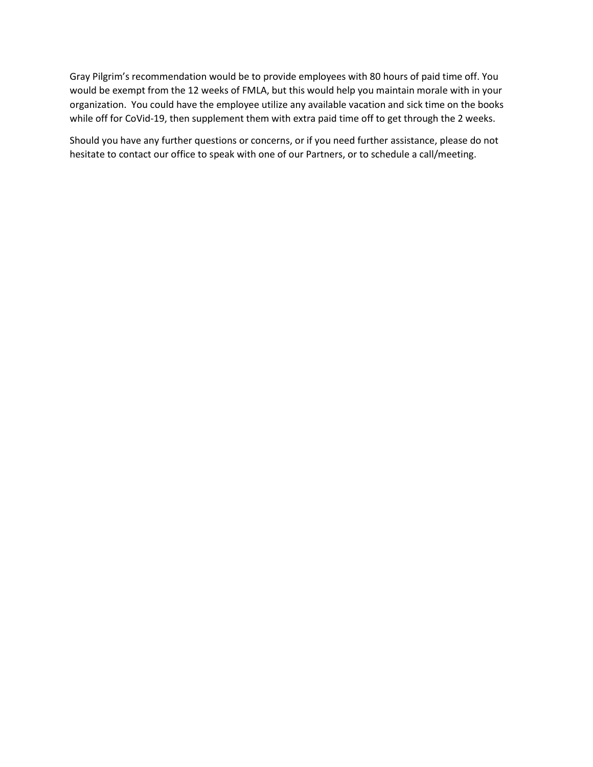Gray Pilgrim's recommendation would be to provide employees with 80 hours of paid time off. You would be exempt from the 12 weeks of FMLA, but this would help you maintain morale with in your organization. You could have the employee utilize any available vacation and sick time on the books while off for CoVid-19, then supplement them with extra paid time off to get through the 2 weeks.

Should you have any further questions or concerns, or if you need further assistance, please do not hesitate to contact our office to speak with one of our Partners, or to schedule a call/meeting.